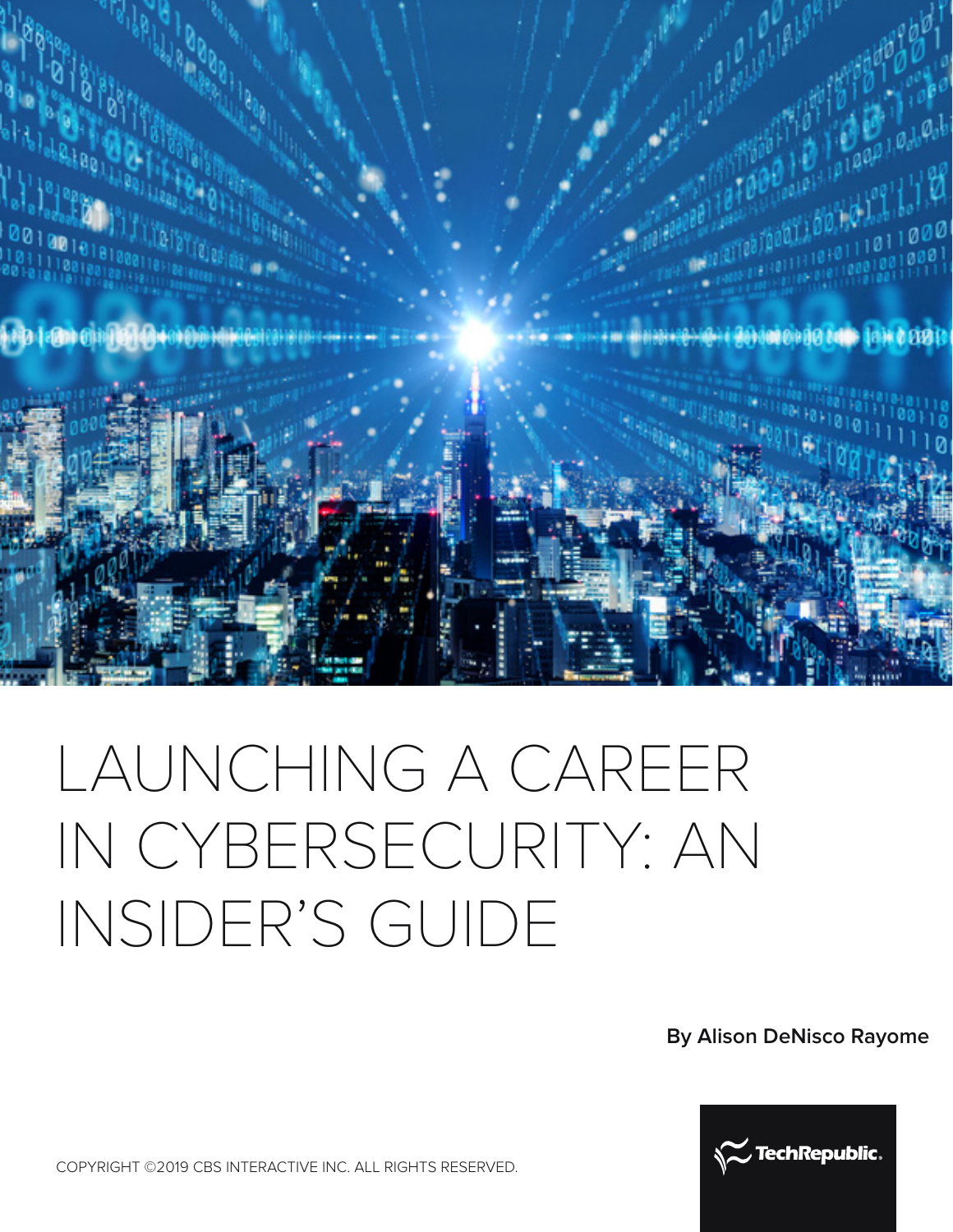# LAUNCHING A CAREER IN CYBERSECURITY: AN INSIDER'S GUIDE

**By Alison DeNisco Rayome**

COPYRIGHT ©2019 CBS INTERACTIVE INC. ALL RIGHTS RESERVED.

TechRepublic.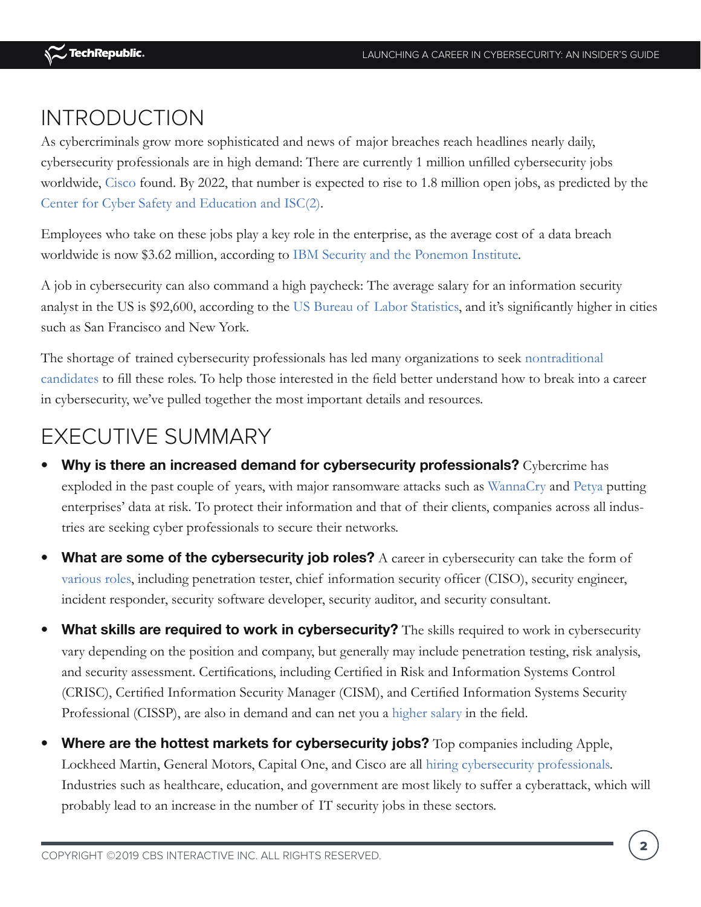## INTRODUCTION

As cybercriminals grow more sophisticated and news of major breaches reach headlines nearly daily, cybersecurity professionals are in high demand: There are currently 1 million unfilled cybersecurity jobs worldwide, Cisco found. By 2022, that number is expected to rise to 1.8 million open jobs, as predicted by the Center for Cyber Safety and Education and ISC(2).

Employees who take on these jobs play a key role in the enterprise, as the average cost of a data breach worldwide is now $3.62 million, according to IBM Security and the Ponemon Institute.

A job in cybersecurity can also command a high paycheck: The average salary for an information security analyst in the US is $92,600, according to the US Bureau of Labor Statistics, and it's significantly higher in cities such as San Francisco and New York.

The shortage of trained cybersecurity professionals has led many organizations to seek nontraditional candidates to fill these roles. To help those interested in the field better understand how to break into a career in cybersecurity, we've pulled together the most important details and resources.

## EXECUTIVE SUMMARY

- **Why is there an increased demand for cybersecurity professionals?** Cybercrime has exploded in the past couple of years, with major ransomware attacks such as WannaCry and Petya putting enterprises' data at risk. To protect their information and that of their clients, companies across all industries are seeking cyber professionals to secure their networks.
- **What are some of the cybersecurity job roles?** A career in cybersecurity can take the form of various roles, including penetration tester, chief information security officer (CISO), security engineer, incident responder, security software developer, security auditor, and security consultant.
- **What skills are required to work in cybersecurity?** The skills required to work in cybersecurity vary depending on the position and company, but generally may include penetration testing, risk analysis, and security assessment. Certifications, including Certified in Risk and Information Systems Control (CRISC), Certified Information Security Manager (CISM), and Certified Information Systems Security Professional (CISSP), are also in demand and can net you a higher salary in the field.
- **Where are the hottest markets for cybersecurity jobs?** Top companies including Apple, Lockheed Martin, General Motors, Capital One, and Cisco are all hiring cybersecurity professionals. Industries such as healthcare, education, and government are most likely to suffer a cyberattack, which will probably lead to an increase in the number of IT security jobs in these sectors.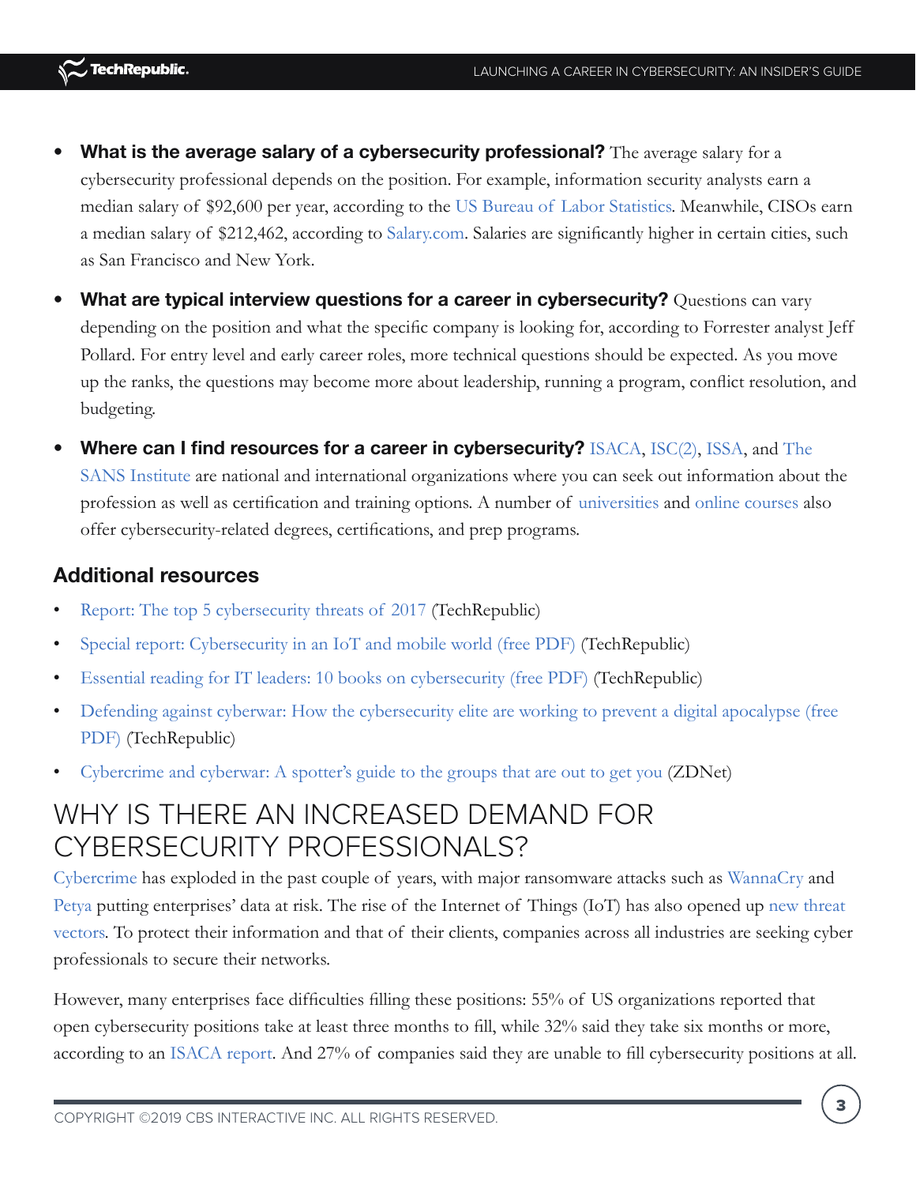- **What is the average salary of a cybersecurity professional?** The average salary for a cybersecurity professional depends on the position. For example, information security analysts earn a median salary of $92,600 per year, according to the US Bureau of Labor Statistics. Meanwhile, CISOs earn a median salary of $212,462, according to Salary.com. Salaries are significantly higher in certain cities, such as San Francisco and New York.
- **What are typical interview questions for a career in cybersecurity?** Questions can vary depending on the position and what the specific company is looking for, according to Forrester analyst Jeff Pollard. For entry level and early career roles, more technical questions should be expected. As you move up the ranks, the questions may become more about leadership, running a program, conflict resolution, and budgeting.
- **Where can I find resources for a career in cybersecurity?** ISACA, ISC(2), ISSA, and The SANS Institute are national and international organizations where you can seek out information about the profession as well as certification and training options. A number of universities and online courses also offer cybersecurity-related degrees, certifications, and prep programs.

### Additional resources

- Report: The top 5 cybersecurity threats of 2017 (TechRepublic)
- Special report: Cybersecurity in an IoT and mobile world (free PDF) (TechRepublic)
- Essential reading for IT leaders: 10 books on cybersecurity (free PDF) (TechRepublic)
- Defending against cyberwar: How the cybersecurity elite are working to prevent a digital apocalypse (free PDF) (TechRepublic)
- Cybercrime and cyberwar: A spotter's guide to the groups that are out to get you (ZDNet)

## WHY IS THERE AN INCREASED DEMAND FOR CYBERSECURITY PROFESSIONALS?

Cybercrime has exploded in the past couple of years, with major ransomware attacks such as WannaCry and Petya putting enterprises' data at risk. The rise of the Internet of Things (IoT) has also opened up new threat vectors. To protect their information and that of their clients, companies across all industries are seeking cyber professionals to secure their networks.

However, many enterprises face difficulties filling these positions: 55% of US organizations reported that open cybersecurity positions take at least three months to fill, while 32% said they take six months or more, according to an ISACA report. And 27% of companies said they are unable to fill cybersecurity positions at all.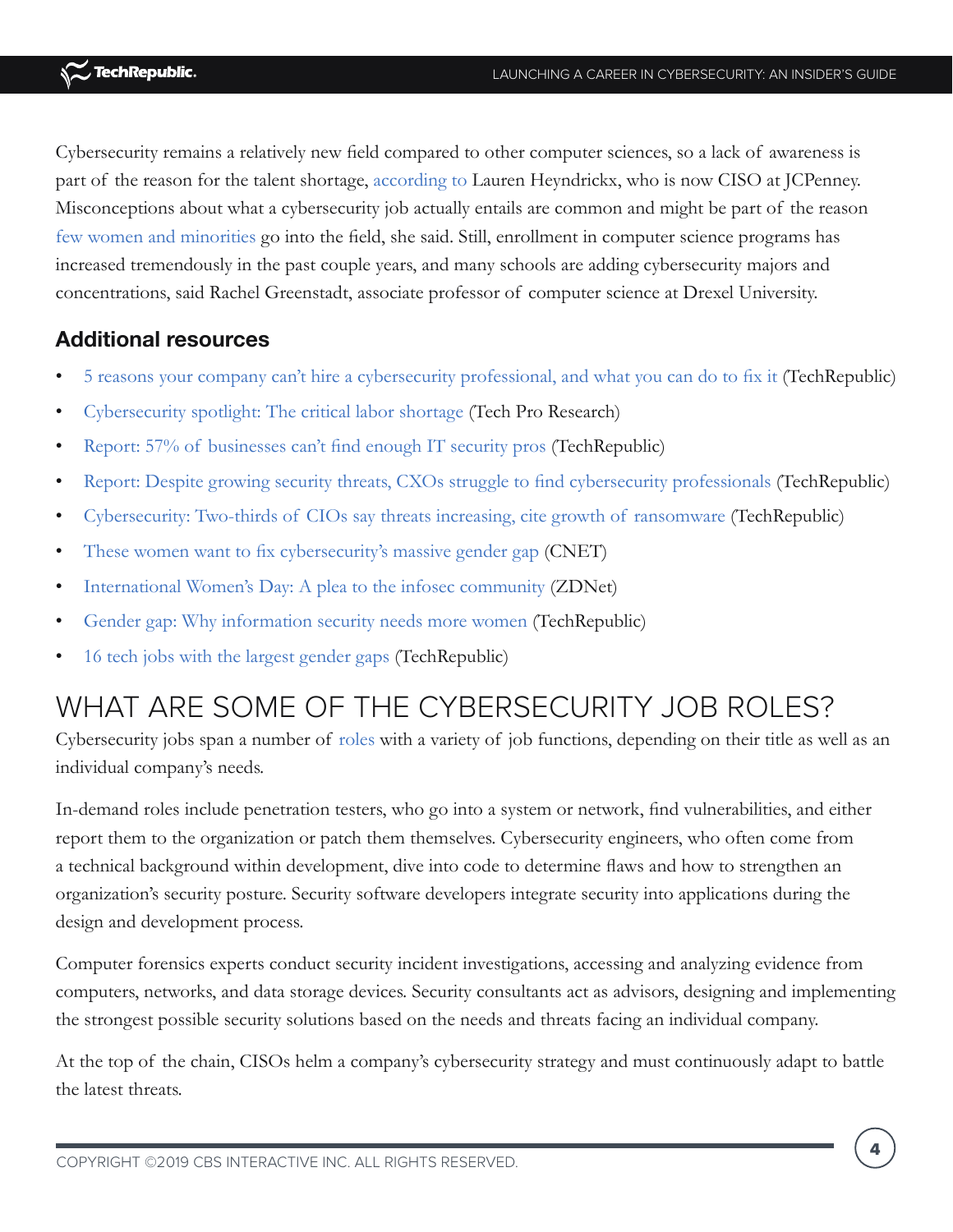Cybersecurity remains a relatively new field compared to other computer sciences, so a lack of awareness is part of the reason for the talent shortage, according to Lauren Heyndrickx, who is now CISO at JCPenney. Misconceptions about what a cybersecurity job actually entails are common and might be part of the reason few women and minorities go into the field, she said. Still, enrollment in computer science programs has increased tremendously in the past couple years, and many schools are adding cybersecurity majors and concentrations, said Rachel Greenstadt, associate professor of computer science at Drexel University.

### Additional resources

- 5 reasons your company can't hire a cybersecurity professional, and what you can do to fix it (TechRepublic)
- Cybersecurity spotlight: The critical labor shortage (Tech Pro Research)
- Report: 57% of businesses can't find enough IT security pros (TechRepublic)
- Report: Despite growing security threats, CXOs struggle to find cybersecurity professionals (TechRepublic)
- Cybersecurity: Two-thirds of CIOs say threats increasing, cite growth of ransomware (TechRepublic)
- These women want to fix cybersecurity's massive gender gap (CNET)
- International Women's Day: A plea to the infosec community (ZDNet)
- Gender gap: Why information security needs more women (TechRepublic)
- 16 tech jobs with the largest gender gaps (TechRepublic)

## WHAT ARE SOME OF THE CYBERSECURITY JOB ROLES?

Cybersecurity jobs span a number of roles with a variety of job functions, depending on their title as well as an individual company's needs.

In-demand roles include penetration testers, who go into a system or network, find vulnerabilities, and either report them to the organization or patch them themselves. Cybersecurity engineers, who often come from a technical background within development, dive into code to determine flaws and how to strengthen an organization's security posture. Security software developers integrate security into applications during the design and development process.

Computer forensics experts conduct security incident investigations, accessing and analyzing evidence from computers, networks, and data storage devices. Security consultants act as advisors, designing and implementing the strongest possible security solutions based on the needs and threats facing an individual company.

At the top of the chain, CISOs helm a company's cybersecurity strategy and must continuously adapt to battle the latest threats.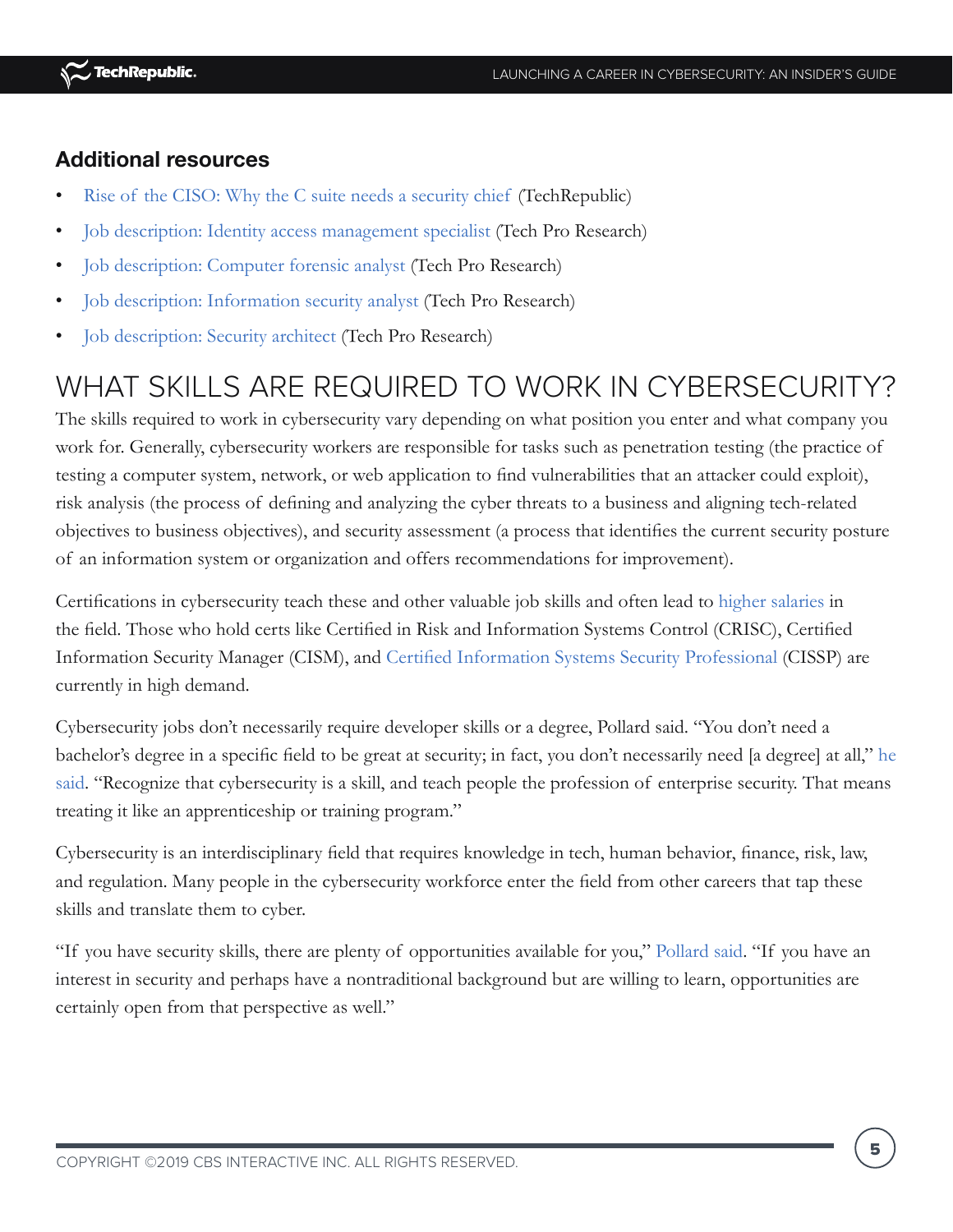### Additional resources

- Rise of the CISO: Why the C suite needs a security chief (TechRepublic)
- Job description: Identity access management specialist (Tech Pro Research)
- Job description: Computer forensic analyst (Tech Pro Research)
- Job description: Information security analyst (Tech Pro Research)
- Job description: Security architect (Tech Pro Research)

## WHAT SKILLS ARE REQUIRED TO WORK IN CYBERSECURITY?

The skills required to work in cybersecurity vary depending on what position you enter and what company you work for. Generally, cybersecurity workers are responsible for tasks such as penetration testing (the practice of testing a computer system, network, or web application to find vulnerabilities that an attacker could exploit), risk analysis (the process of defining and analyzing the cyber threats to a business and aligning tech-related objectives to business objectives), and security assessment (a process that identifies the current security posture of an information system or organization and offers recommendations for improvement).

Certifications in cybersecurity teach these and other valuable job skills and often lead to higher salaries in the field. Those who hold certs like Certified in Risk and Information Systems Control (CRISC), Certified Information Security Manager (CISM), and Certified Information Systems Security Professional (CISSP) are currently in high demand.

Cybersecurity jobs don't necessarily require developer skills or a degree, Pollard said. "You don't need a bachelor's degree in a specific field to be great at security; in fact, you don't necessarily need [a degree] at all," he said. "Recognize that cybersecurity is a skill, and teach people the profession of enterprise security. That means treating it like an apprenticeship or training program."

Cybersecurity is an interdisciplinary field that requires knowledge in tech, human behavior, finance, risk, law, and regulation. Many people in the cybersecurity workforce enter the field from other careers that tap these skills and translate them to cyber.

"If you have security skills, there are plenty of opportunities available for you," Pollard said. "If you have an interest in security and perhaps have a nontraditional background but are willing to learn, opportunities are certainly open from that perspective as well."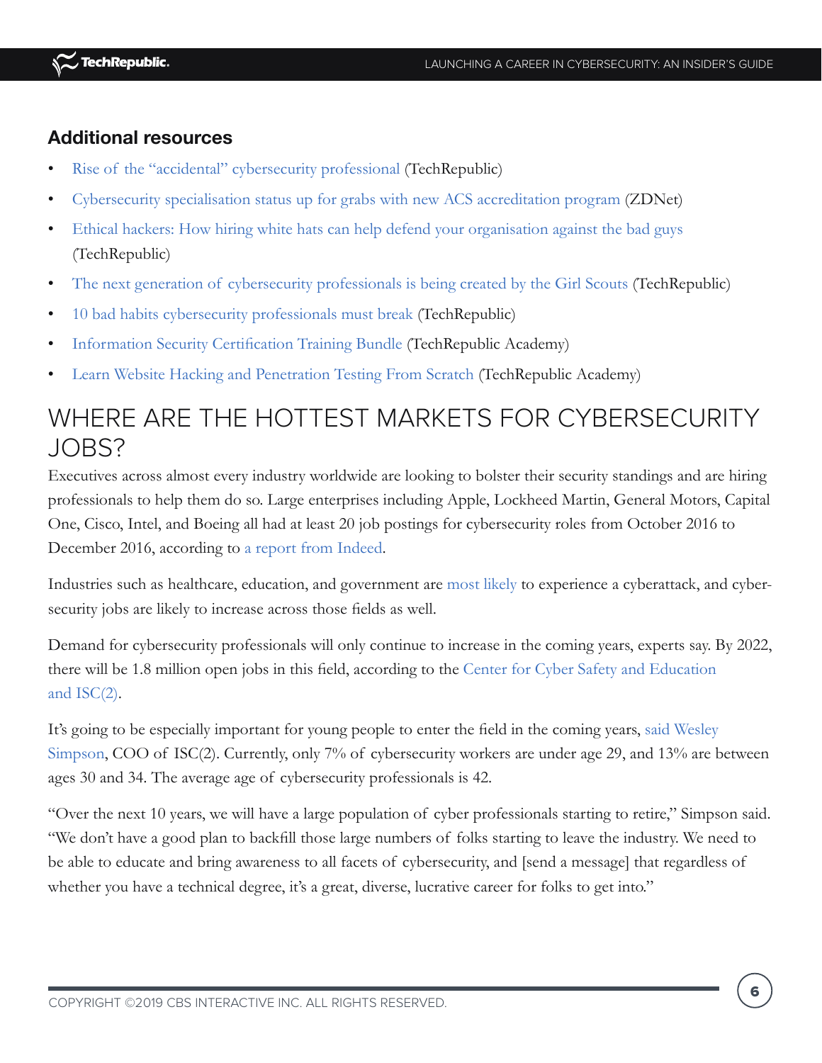### Additional resources

- Rise of the "accidental" cybersecurity professional (TechRepublic)
- Cybersecurity specialisation status up for grabs with new ACS accreditation program (ZDNet)
- Ethical hackers: How hiring white hats can help defend your organisation against the bad guys (TechRepublic)
- The next generation of cybersecurity professionals is being created by the Girl Scouts (TechRepublic)
- 10 bad habits cybersecurity professionals must break (TechRepublic)
- Information Security Certification Training Bundle (TechRepublic Academy)
- Learn Website Hacking and Penetration Testing From Scratch (TechRepublic Academy)

## WHERE ARE THE HOTTEST MARKETS FOR CYBERSECURITY JOBS?

Executives across almost every industry worldwide are looking to bolster their security standings and are hiring professionals to help them do so. Large enterprises including Apple, Lockheed Martin, General Motors, Capital One, Cisco, Intel, and Boeing all had at least 20 job postings for cybersecurity roles from October 2016 to December 2016, according to a report from Indeed.

Industries such as healthcare, education, and government are most likely to experience a cyberattack, and cybersecurity jobs are likely to increase across those fields as well.

Demand for cybersecurity professionals will only continue to increase in the coming years, experts say. By 2022, there will be 1.8 million open jobs in this field, according to the Center for Cyber Safety and Education and ISC(2).

It's going to be especially important for young people to enter the field in the coming years, said Wesley Simpson, COO of ISC(2). Currently, only 7% of cybersecurity workers are under age 29, and 13% are between ages 30 and 34. The average age of cybersecurity professionals is 42.

"Over the next 10 years, we will have a large population of cyber professionals starting to retire," Simpson said. "We don't have a good plan to backfill those large numbers of folks starting to leave the industry. We need to be able to educate and bring awareness to all facets of cybersecurity, and [send a message] that regardless of whether you have a technical degree, it's a great, diverse, lucrative career for folks to get into."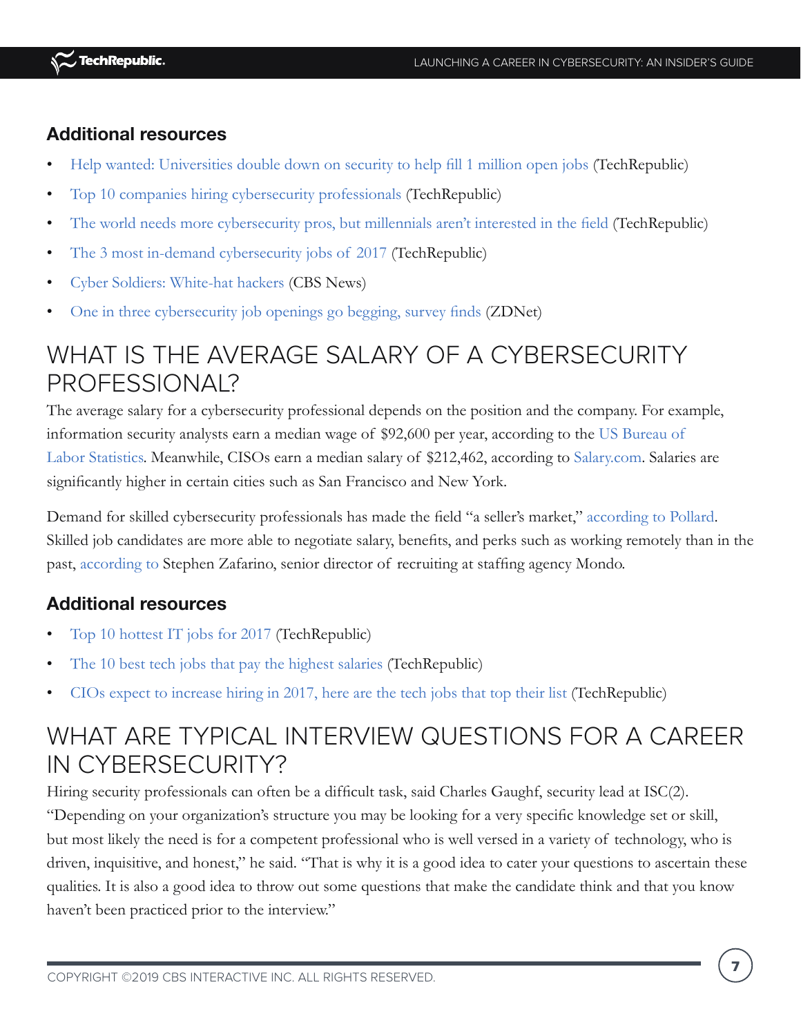### Additional resources

- Help wanted: Universities double down on security to help fill 1 million open jobs (TechRepublic)
- Top 10 companies hiring cybersecurity professionals (TechRepublic)
- The world needs more cybersecurity pros, but millennials aren't interested in the field (TechRepublic)
- The 3 most in-demand cybersecurity jobs of 2017 (TechRepublic)
- Cyber Soldiers: White-hat hackers (CBS News)
- One in three cybersecurity job openings go begging, survey finds (ZDNet)

## WHAT IS THE AVERAGE SALARY OF A CYBERSECURITY PROFESSIONAL?

The average salary for a cybersecurity professional depends on the position and the company. For example, information security analysts earn a median wage of $92,600 per year, according to the US Bureau of Labor Statistics. Meanwhile, CISOs earn a median salary of $212,462, according to Salary.com. Salaries are significantly higher in certain cities such as San Francisco and New York.

Demand for skilled cybersecurity professionals has made the field "a seller's market," according to Pollard. Skilled job candidates are more able to negotiate salary, benefits, and perks such as working remotely than in the past, according to Stephen Zafarino, senior director of recruiting at staffing agency Mondo.

### Additional resources

- Top 10 hottest IT jobs for 2017 (TechRepublic)
- The 10 best tech jobs that pay the highest salaries (TechRepublic)
- CIOs expect to increase hiring in 2017, here are the tech jobs that top their list (TechRepublic)

## WHAT ARE TYPICAL INTERVIEW QUESTIONS FOR A CAREER IN CYBERSECURITY?

Hiring security professionals can often be a difficult task, said Charles Gaughf, security lead at ISC(2). "Depending on your organization's structure you may be looking for a very specific knowledge set or skill, but most likely the need is for a competent professional who is well versed in a variety of technology, who is driven, inquisitive, and honest," he said. "That is why it is a good idea to cater your questions to ascertain these qualities. It is also a good idea to throw out some questions that make the candidate think and that you know haven't been practiced prior to the interview."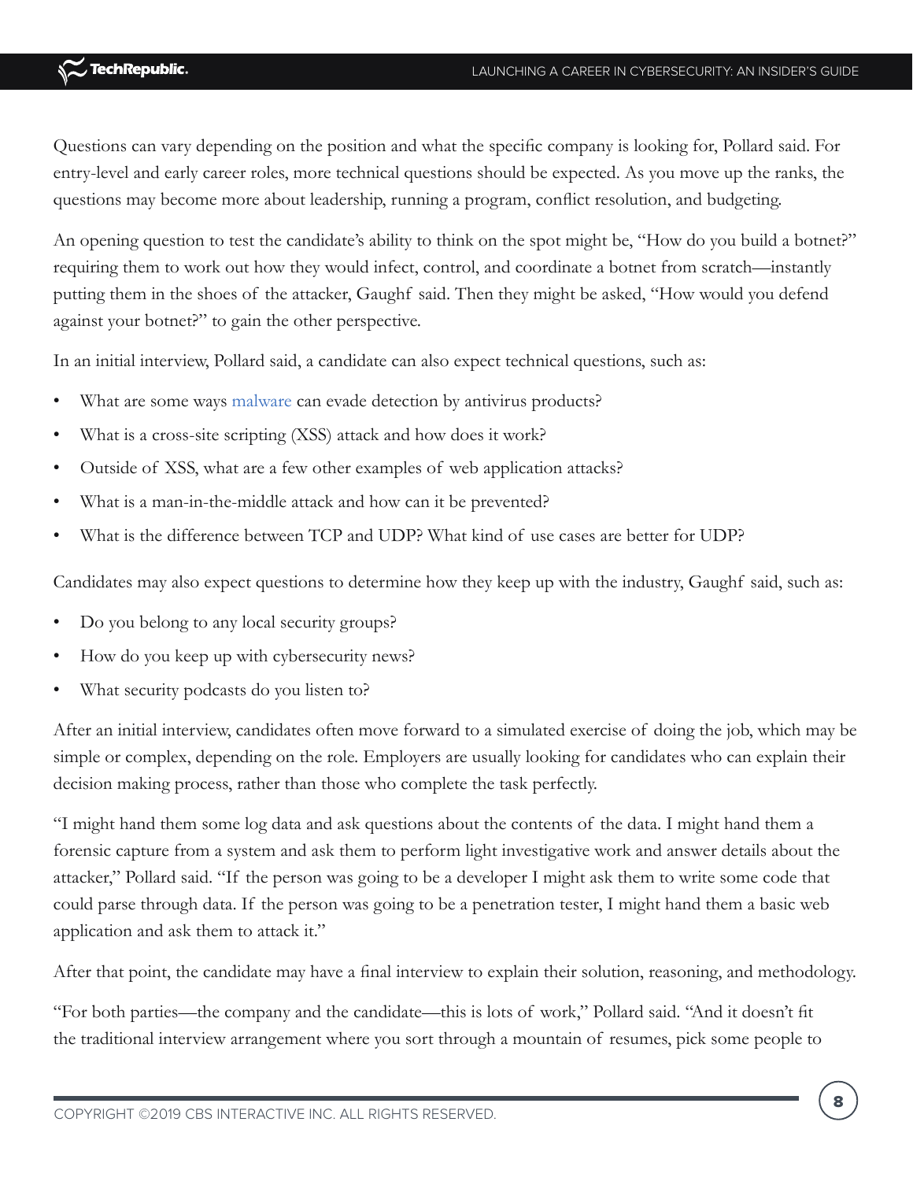Questions can vary depending on the position and what the specific company is looking for, Pollard said. For entry-level and early career roles, more technical questions should be expected. As you move up the ranks, the questions may become more about leadership, running a program, conflict resolution, and budgeting.

An opening question to test the candidate's ability to think on the spot might be, "How do you build a botnet?" requiring them to work out how they would infect, control, and coordinate a botnet from scratch—instantly putting them in the shoes of the attacker, Gaughf said. Then they might be asked, "How would you defend against your botnet?" to gain the other perspective.

In an initial interview, Pollard said, a candidate can also expect technical questions, such as:

- What are some ways malware can evade detection by antivirus products?
- What is a cross-site scripting (XSS) attack and how does it work?
- Outside of XSS, what are a few other examples of web application attacks?
- What is a man-in-the-middle attack and how can it be prevented?
- What is the difference between TCP and UDP? What kind of use cases are better for UDP?

Candidates may also expect questions to determine how they keep up with the industry, Gaughf said, such as:

- Do you belong to any local security groups?
- How do you keep up with cybersecurity news?
- What security podcasts do you listen to?

After an initial interview, candidates often move forward to a simulated exercise of doing the job, which may be simple or complex, depending on the role. Employers are usually looking for candidates who can explain their decision making process, rather than those who complete the task perfectly.

"I might hand them some log data and ask questions about the contents of the data. I might hand them a forensic capture from a system and ask them to perform light investigative work and answer details about the attacker," Pollard said. "If the person was going to be a developer I might ask them to write some code that could parse through data. If the person was going to be a penetration tester, I might hand them a basic web application and ask them to attack it."

After that point, the candidate may have a final interview to explain their solution, reasoning, and methodology.

"For both parties—the company and the candidate—this is lots of work," Pollard said. "And it doesn't fit the traditional interview arrangement where you sort through a mountain of resumes, pick some people to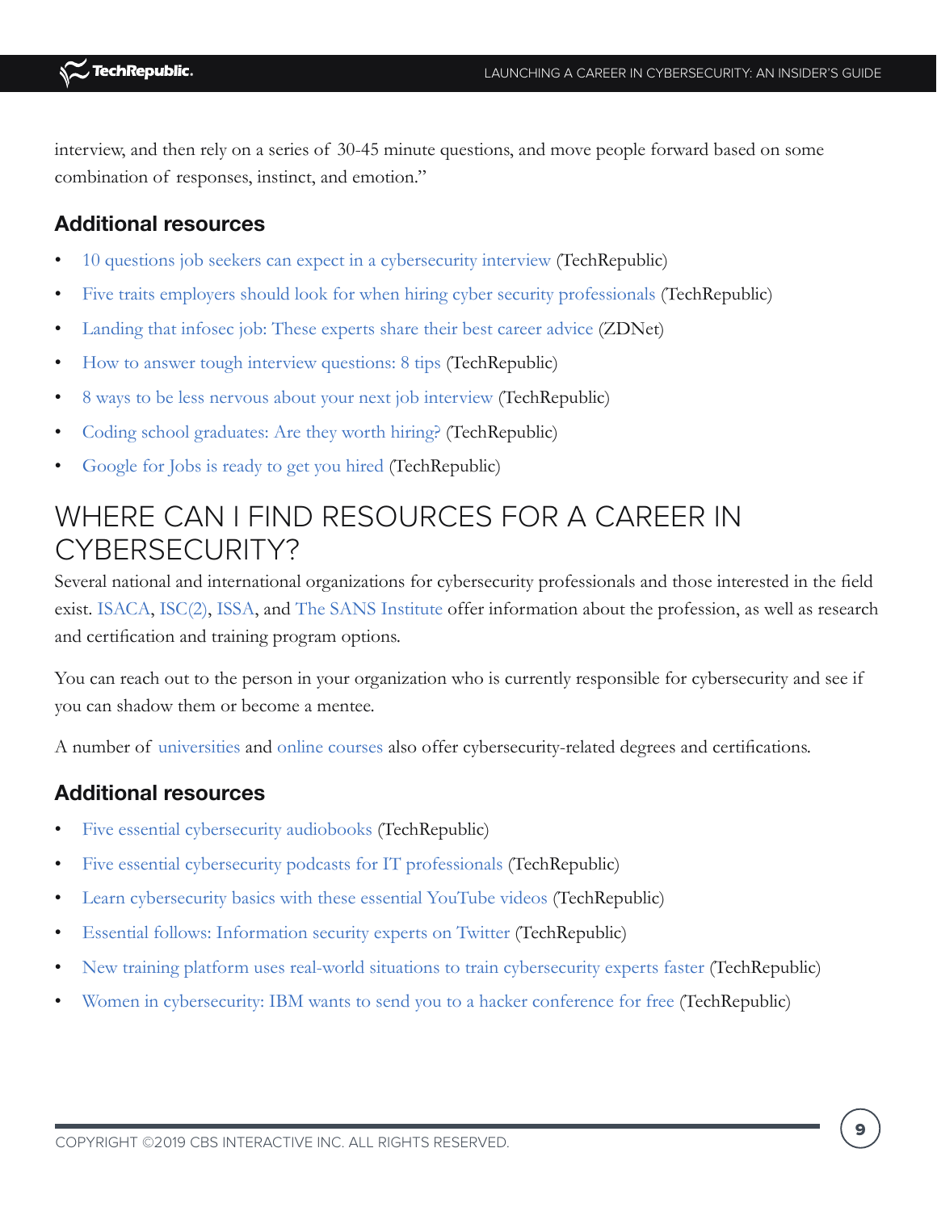interview, and then rely on a series of 30-45 minute questions, and move people forward based on some combination of responses, instinct, and emotion."

### Additional resources

- 10 questions job seekers can expect in a cybersecurity interview (TechRepublic)
- Five traits employers should look for when hiring cyber security professionals (TechRepublic)
- Landing that infosec job: These experts share their best career advice (ZDNet)
- How to answer tough interview questions: 8 tips (TechRepublic)
- 8 ways to be less nervous about your next job interview (TechRepublic)
- Coding school graduates: Are they worth hiring? (TechRepublic)
- Google for Jobs is ready to get you hired (TechRepublic)

## WHERE CAN I FIND RESOURCES FOR A CAREER IN CYBERSECURITY?

Several national and international organizations for cybersecurity professionals and those interested in the field exist. ISACA, ISC(2), ISSA, and The SANS Institute offer information about the profession, as well as research and certification and training program options.

You can reach out to the person in your organization who is currently responsible for cybersecurity and see if you can shadow them or become a mentee.

A number of universities and online courses also offer cybersecurity-related degrees and certifications.

### Additional resources

- Five essential cybersecurity audiobooks (TechRepublic)
- Five essential cybersecurity podcasts for IT professionals (TechRepublic)
- Learn cybersecurity basics with these essential YouTube videos (TechRepublic)
- Essential follows: Information security experts on Twitter (TechRepublic)
- New training platform uses real-world situations to train cybersecurity experts faster (TechRepublic)
- Women in cybersecurity: IBM wants to send you to a hacker conference for free (TechRepublic)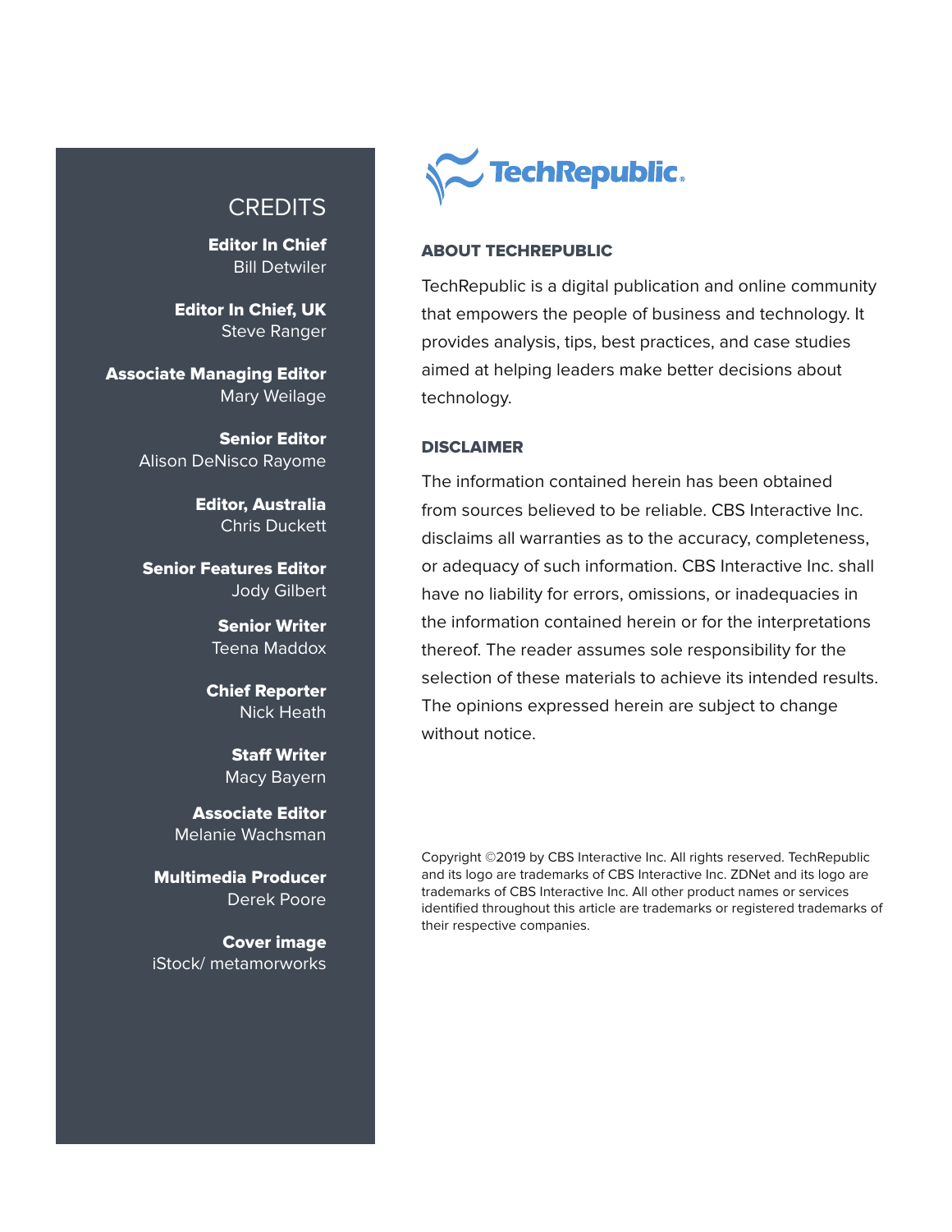## CREDITS

**Editor In Chief**
Bill Detwiler

**Editor In Chief, UK**
Steve Ranger

**Associate Managing Editor**
Mary Weilage

**Senior Editor**
Alison DeNisco Rayome

**Editor, Australia**
Chris Duckett

**Senior Features Editor**
Jody Gilbert

**Senior Writer**
Teena Maddox

**Chief Reporter**
Nick Heath

**Staff Writer**
Macy Bayern

**Associate Editor**
Melanie Wachsman

**Multimedia Producer**
Derek Poore

**Cover image**
iStock/ metamorworks

TechRepublic

### ABOUT TECHREPUBLIC

TechRepublic is a digital publication and online community that empowers the people of business and technology. It provides analysis, tips, best practices, and case studies aimed at helping leaders make better decisions about technology.

### DISCLAIMER

The information contained herein has been obtained from sources believed to be reliable. CBS Interactive Inc. disclaims all warranties as to the accuracy, completeness, or adequacy of such information. CBS Interactive Inc. shall have no liability for errors, omissions, or inadequacies in the information contained herein or for the interpretations thereof. The reader assumes sole responsibility for the selection of these materials to achieve its intended results. The opinions expressed herein are subject to change without notice.

Copyright ©2019 by CBS Interactive Inc. All rights reserved. TechRepublic and its logo are trademarks of CBS Interactive Inc. ZDNet and its logo are trademarks of CBS Interactive Inc. All other product names or services identified throughout this article are trademarks or registered trademarks of their respective companies.